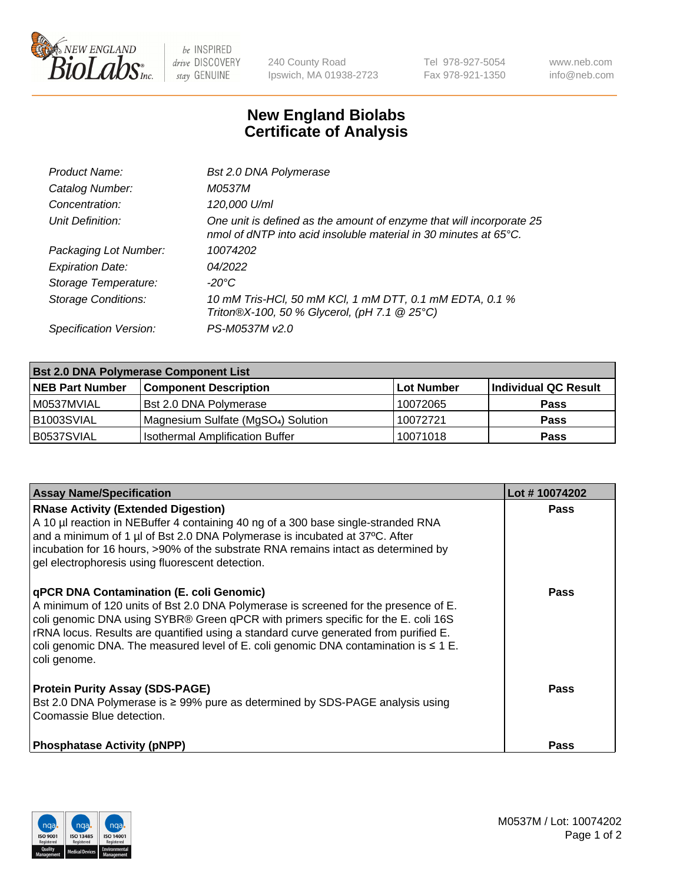New England BioLabs Inc. — be INSPIRED drive DISCOVERY stay GENUINE

240 County Road
Ipswich, MA 01938-2723

Tel 978-927-5054
Fax 978-921-1350

www.neb.com
info@neb.com

# New England Biolabs Certificate of Analysis

| | |
|---|---|
| *Product Name:* | *Bst 2.0 DNA Polymerase* |
| *Catalog Number:* | *M0537M* |
| *Concentration:* | *120,000 U/ml* |
| *Unit Definition:* | *One unit is defined as the amount of enzyme that will incorporate 25 nmol of dNTP into acid insoluble material in 30 minutes at 65°C.* |
| *Packaging Lot Number:* | *10074202* |
| *Expiration Date:* | *04/2022* |
| *Storage Temperature:* | *-20°C* |
| *Storage Conditions:* | *10 mM Tris-HCl, 50 mM KCl, 1 mM DTT, 0.1 mM EDTA, 0.1 % Triton®X-100, 50 % Glycerol, (pH 7.1 @ 25°C)* |
| *Specification Version:* | *PS-M0537M v2.0* |

| **Bst 2.0 DNA Polymerase Component List** | | | |
|---|---|---|---|
| **NEB Part Number** | **Component Description** | **Lot Number** | **Individual QC Result** |
| M0537MVIAL | Bst 2.0 DNA Polymerase | 10072065 | **Pass** |
| B1003SVIAL | Magnesium Sulfate ($MgSO_4$) Solution | 10072721 | **Pass** |
| B0537SVIAL | Isothermal Amplification Buffer | 10071018 | **Pass** |

| **Assay Name/Specification** | **Lot # 10074202** |
|---|---|
| **RNase Activity (Extended Digestion)**<br>A 10 µl reaction in NEBuffer 4 containing 40 ng of a 300 base single-stranded RNA and a minimum of 1 µl of Bst 2.0 DNA Polymerase is incubated at 37ºC. After incubation for 16 hours, >90% of the substrate RNA remains intact as determined by gel electrophoresis using fluorescent detection. | **Pass** |
| **qPCR DNA Contamination (E. coli Genomic)**<br>A minimum of 120 units of Bst 2.0 DNA Polymerase is screened for the presence of E. coli genomic DNA using SYBR® Green qPCR with primers specific for the E. coli 16S rRNA locus. Results are quantified using a standard curve generated from purified E. coli genomic DNA. The measured level of E. coli genomic DNA contamination is ≤ 1 E. coli genome. | **Pass** |
| **Protein Purity Assay (SDS-PAGE)**<br>Bst 2.0 DNA Polymerase is ≥ 99% pure as determined by SDS-PAGE analysis using Coomassie Blue detection. | **Pass** |
| **Phosphatase Activity (pNPP)** | **Pass** |

M0537M / Lot: 10074202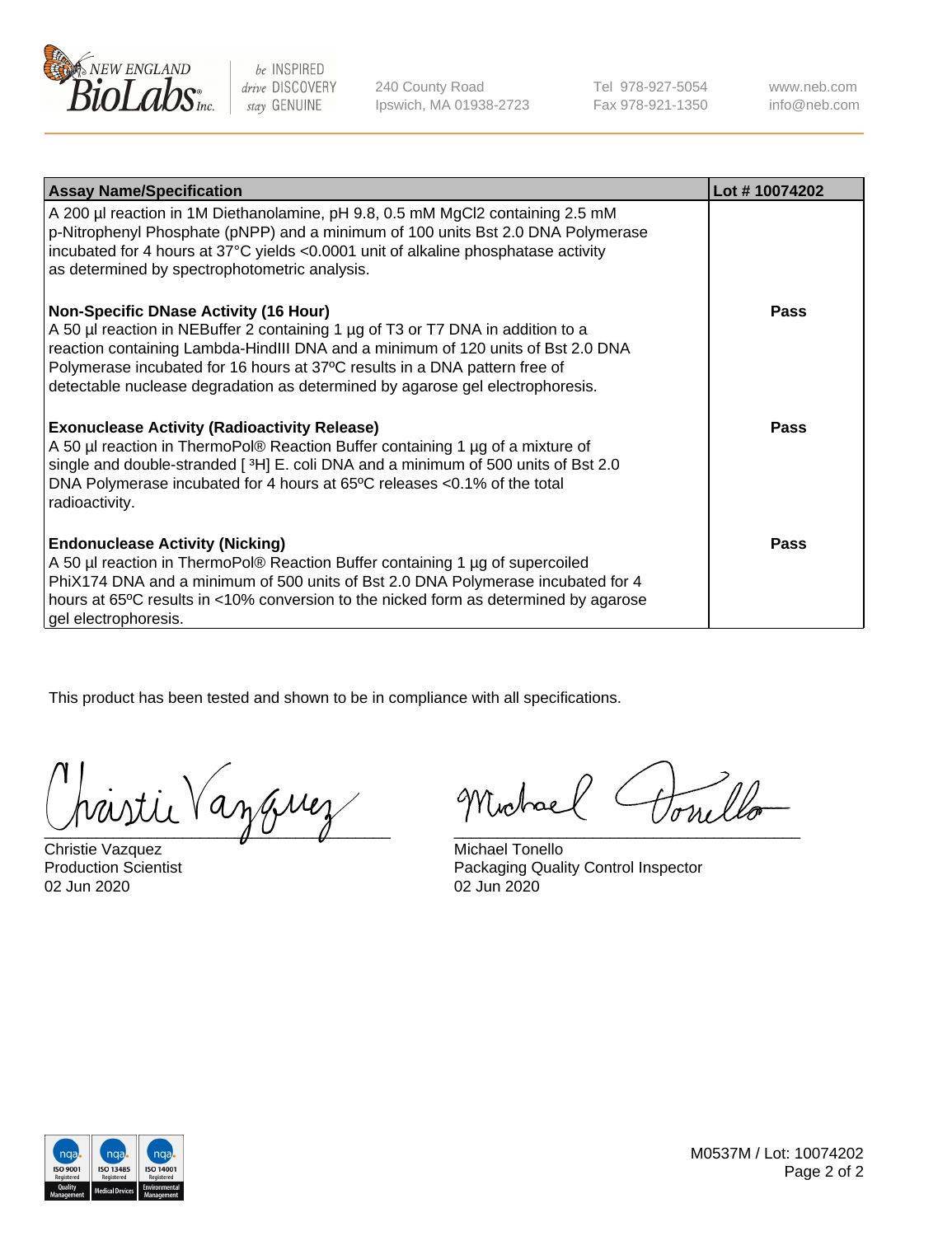240 County Road
Ipswich, MA 01938-2723

Tel 978-927-5054
Fax 978-921-1350

www.neb.com
info@neb.com

| Assay Name/Specification | Lot # 10074202 |
|---|---|
| A 200 µl reaction in 1M Diethanolamine, pH 9.8, 0.5 mM $MgCl_2$ containing 2.5 mM p-Nitrophenyl Phosphate (pNPP) and a minimum of 100 units Bst 2.0 DNA Polymerase incubated for 4 hours at 37°C yields <0.0001 unit of alkaline phosphatase activity as determined by spectrophotometric analysis. | |
| **Non-Specific DNase Activity (16 Hour)** A 50 µl reaction in NEBuffer 2 containing 1 µg of T3 or T7 DNA in addition to a reaction containing Lambda-HindIII DNA and a minimum of 120 units of Bst 2.0 DNA Polymerase incubated for 16 hours at 37ºC results in a DNA pattern free of detectable nuclease degradation as determined by agarose gel electrophoresis. | **Pass** |
| **Exonuclease Activity (Radioactivity Release)** A 50 µl reaction in ThermoPol® Reaction Buffer containing 1 µg of a mixture of single and double-stranded [ $^3$H] E. coli DNA and a minimum of 500 units of Bst 2.0 DNA Polymerase incubated for 4 hours at 65ºC releases <0.1% of the total radioactivity. | **Pass** |
| **Endonuclease Activity (Nicking)** A 50 µl reaction in ThermoPol® Reaction Buffer containing 1 µg of supercoiled PhiX174 DNA and a minimum of 500 units of Bst 2.0 DNA Polymerase incubated for 4 hours at 65ºC results in <10% conversion to the nicked form as determined by agarose gel electrophoresis. | **Pass** |

This product has been tested and shown to be in compliance with all specifications.

Christie Vazquez
Production Scientist
02 Jun 2020

Michael Tonello
Packaging Quality Control Inspector
02 Jun 2020

M0537M / Lot: 10074202